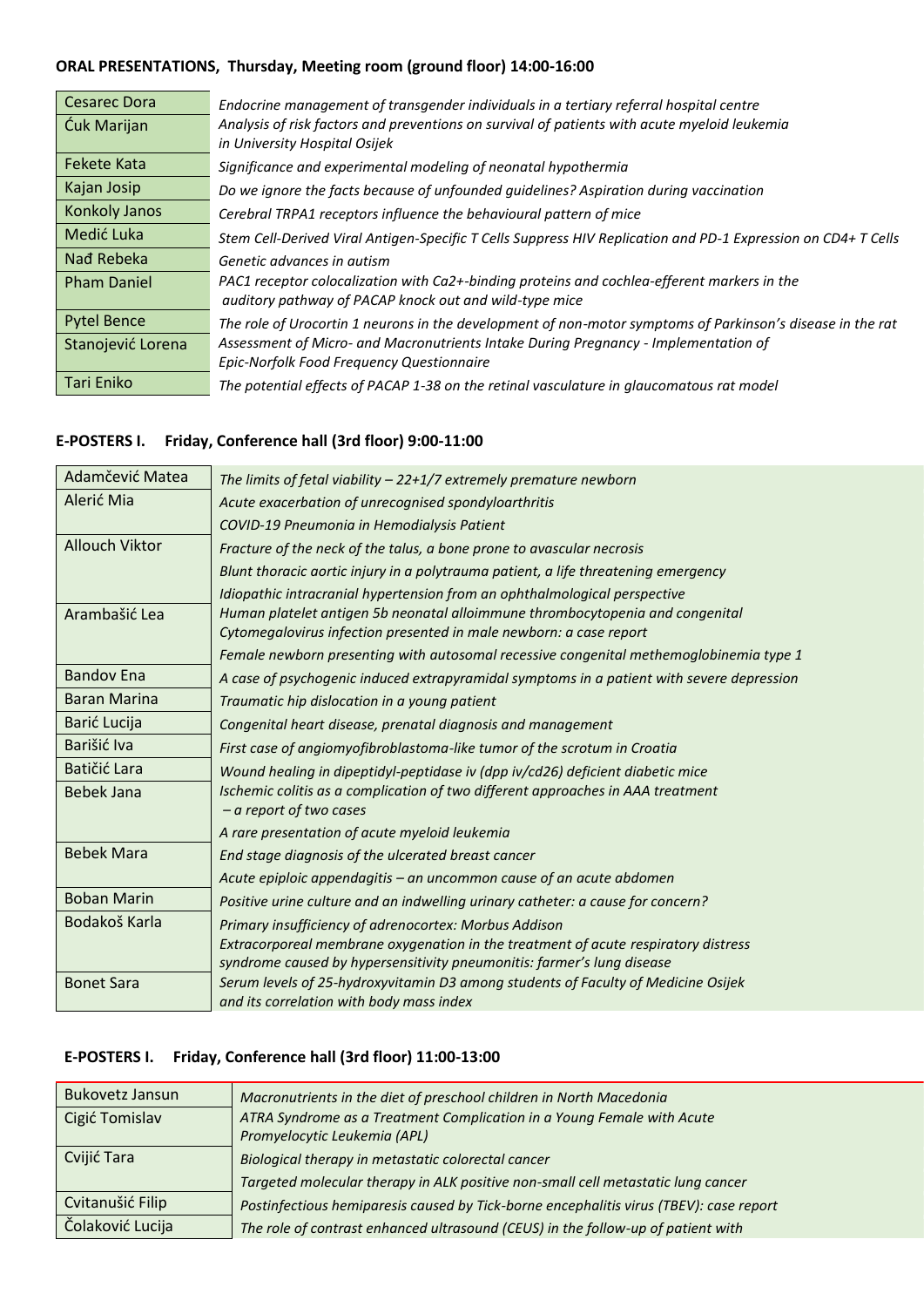**ORAL PRESENTATIONS, Thursday, Meeting room (ground floor) 14:00-16:00**

| | |
|---|---|
| Cesarec Dora | *Endocrine management of transgender individuals in a tertiary referral hospital centre* |
| Ćuk Marijan | *Analysis of risk factors and preventions on survival of patients with acute myeloid leukemia in University Hospital Osijek* |
| Fekete Kata | *Significance and experimental modeling of neonatal hypothermia* |
| Kajan Josip | *Do we ignore the facts because of unfounded guidelines? Aspiration during vaccination* |
| Konkoly Janos | *Cerebral TRPA1 receptors influence the behavioural pattern of mice* |
| Medić Luka | *Stem Cell-Derived Viral Antigen-Specific T Cells Suppress HIV Replication and PD-1 Expression on CD4+ T Cells* |
| Nađ Rebeka | *Genetic advances in autism* |
| Pham Daniel | *PAC1 receptor colocalization with Ca2+-binding proteins and cochlea-efferent markers in the auditory pathway of PACAP knock out and wild-type mice* |
| Pytel Bence | *The role of Urocortin 1 neurons in the development of non-motor symptoms of Parkinson's disease in the rat* |
| Stanojević Lorena | *Assessment of Micro- and Macronutrients Intake During Pregnancy - Implementation of Epic-Norfolk Food Frequency Questionnaire* |
| Tari Eniko | *The potential effects of PACAP 1-38 on the retinal vasculature in glaucomatous rat model* |

**E-POSTERS I. Friday, Conference hall (3rd floor) 9:00-11:00**

| | |
|---|---|
| Adamčević Matea | *The limits of fetal viability – 22+1/7 extremely premature newborn* |
| Alerić Mia | *Acute exacerbation of unrecognised spondyloarthritis* |
| | *COVID-19 Pneumonia in Hemodialysis Patient* |
| Allouch Viktor | *Fracture of the neck of the talus, a bone prone to avascular necrosis* |
| | *Blunt thoracic aortic injury in a polytrauma patient, a life threatening emergency* |
| | *Idiopathic intracranial hypertension from an ophthalmological perspective* |
| Arambašić Lea | *Human platelet antigen 5b neonatal alloimmune thrombocytopenia and congenital Cytomegalovirus infection presented in male newborn: a case report* |
| | *Female newborn presenting with autosomal recessive congenital methemoglobinemia type 1* |
| Bandov Ena | *A case of psychogenic induced extrapyramidal symptoms in a patient with severe depression* |
| Baran Marina | *Traumatic hip dislocation in a young patient* |
| Barić Lucija | *Congenital heart disease, prenatal diagnosis and management* |
| Barišić Iva | *First case of angiomyofibroblastoma-like tumor of the scrotum in Croatia* |
| Batičić Lara | *Wound healing in dipeptidyl-peptidase iv (dpp iv/cd26) deficient diabetic mice* |
| Bebek Jana | *Ischemic colitis as a complication of two different approaches in AAA treatment – a report of two cases* |
| | *A rare presentation of acute myeloid leukemia* |
| Bebek Mara | *End stage diagnosis of the ulcerated breast cancer* |
| | *Acute epiploic appendagitis – an uncommon cause of an acute abdomen* |
| Boban Marin | *Positive urine culture and an indwelling urinary catheter: a cause for concern?* |
| Bodakoš Karla | *Primary insufficiency of adrenocortex: Morbus Addison* |
| | *Extracorporeal membrane oxygenation in the treatment of acute respiratory distress syndrome caused by hypersensitivity pneumonitis: farmer's lung disease* |
| Bonet Sara | *Serum levels of 25-hydroxyvitamin D3 among students of Faculty of Medicine Osijek and its correlation with body mass index* |

**E-POSTERS I. Friday, Conference hall (3rd floor) 11:00-13:00**

| | |
|---|---|
| Bukovetz Jansun | *Macronutrients in the diet of preschool children in North Macedonia* |
| Cigić Tomislav | *ATRA Syndrome as a Treatment Complication in a Young Female with Acute Promyelocytic Leukemia (APL)* |
| Cvijić Tara | *Biological therapy in metastatic colorectal cancer* |
| | *Targeted molecular therapy in ALK positive non-small cell metastatic lung cancer* |
| Cvitanušić Filip | *Postinfectious hemiparesis caused by Tick-borne encephalitis virus (TBEV): case report* |
| Čolaković Lucija | *The role of contrast enhanced ultrasound (CEUS) in the follow-up of patient with* |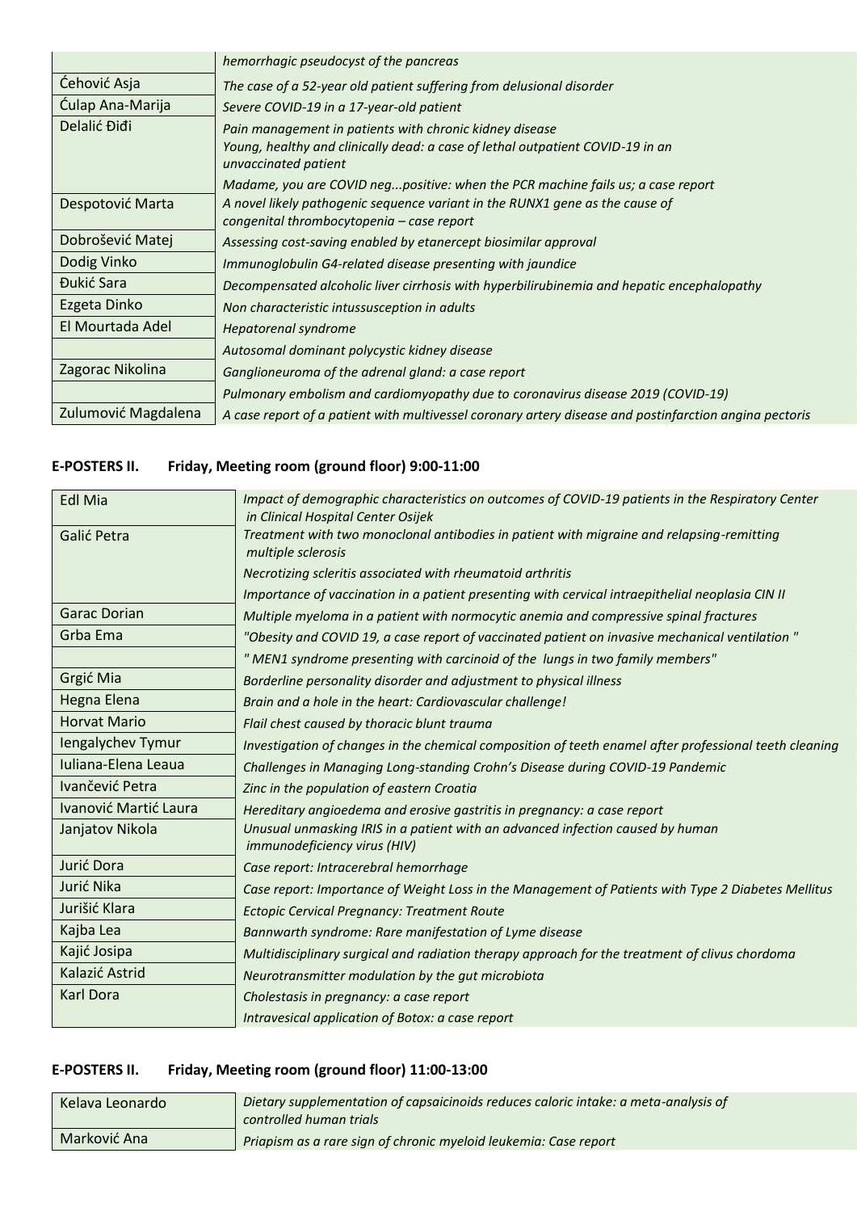| | |
|---|---|
| | *hemorrhagic pseudocyst of the pancreas* |
| Ćehović Asja | *The case of a 52-year old patient suffering from delusional disorder* |
| Ćulap Ana-Marija | *Severe COVID-19 in a 17-year-old patient* |
| Delalić Điđi | *Pain management in patients with chronic kidney disease*<br>*Young, healthy and clinically dead: a case of lethal outpatient COVID-19 in an unvaccinated patient*<br>*Madame, you are COVID neg...positive: when the PCR machine fails us; a case report* |
| Despotović Marta | *A novel likely pathogenic sequence variant in the RUNX1 gene as the cause of congenital thrombocytopenia – case report* |
| Dobrošević Matej | *Assessing cost-saving enabled by etanercept biosimilar approval* |
| Dodig Vinko | *Immunoglobulin G4-related disease presenting with jaundice* |
| Đukić Sara | *Decompensated alcoholic liver cirrhosis with hyperbilirubinemia and hepatic encephalopathy* |
| Ezgeta Dinko | *Non characteristic intussusception in adults* |
| El Mourtada Adel | *Hepatorenal syndrome* |
| | *Autosomal dominant polycystic kidney disease* |
| Zagorac Nikolina | *Ganglioneuroma of the adrenal gland: a case report* |
| | *Pulmonary embolism and cardiomyopathy due to coronavirus disease 2019 (COVID-19)* |
| Zulumović Magdalena | *A case report of a patient with multivessel coronary artery disease and postinfarction angina pectoris* |

## E-POSTERS II. Friday, Meeting room (ground floor) 9:00-11:00

| | |
|---|---|
| Edl Mia | *Impact of demographic characteristics on outcomes of COVID-19 patients in the Respiratory Center in Clinical Hospital Center Osijek* |
| Galić Petra | *Treatment with two monoclonal antibodies in patient with migraine and relapsing-remitting multiple sclerosis* |
| | *Necrotizing scleritis associated with rheumatoid arthritis* |
| | *Importance of vaccination in a patient presenting with cervical intraepithelial neoplasia CIN II* |
| Garac Dorian | *Multiple myeloma in a patient with normocytic anemia and compressive spinal fractures* |
| Grba Ema | *"Obesity and COVID 19, a case report of vaccinated patient on invasive mechanical ventilation "* |
| | *" MEN1 syndrome presenting with carcinoid of the lungs in two family members"* |
| Grgić Mia | *Borderline personality disorder and adjustment to physical illness* |
| Hegna Elena | *Brain and a hole in the heart: Cardiovascular challenge!* |
| Horvat Mario | *Flail chest caused by thoracic blunt trauma* |
| Iengalychev Tymur | *Investigation of changes in the chemical composition of teeth enamel after professional teeth cleaning* |
| Iuliana-Elena Leaua | *Challenges in Managing Long-standing Crohn's Disease during COVID-19 Pandemic* |
| Ivančević Petra | *Zinc in the population of eastern Croatia* |
| Ivanović Martić Laura | *Hereditary angioedema and erosive gastritis in pregnancy: a case report* |
| Janjatov Nikola | *Unusual unmasking IRIS in a patient with an advanced infection caused by human immunodeficiency virus (HIV)* |
| Jurić Dora | *Case report: Intracerebral hemorrhage* |
| Jurić Nika | *Case report: Importance of Weight Loss in the Management of Patients with Type 2 Diabetes Mellitus* |
| Jurišić Klara | *Ectopic Cervical Pregnancy: Treatment Route* |
| Kajba Lea | *Bannwarth syndrome: Rare manifestation of Lyme disease* |
| Kajić Josipa | *Multidisciplinary surgical and radiation therapy approach for the treatment of clivus chordoma* |
| Kalazić Astrid | *Neurotransmitter modulation by the gut microbiota* |
| Karl Dora | *Cholestasis in pregnancy: a case report* |
| | *Intravesical application of Botox: a case report* |

## E-POSTERS II. Friday, Meeting room (ground floor) 11:00-13:00

| | |
|---|---|
| Kelava Leonardo | *Dietary supplementation of capsaicinoids reduces caloric intake: a meta-analysis of controlled human trials* |
| Marković Ana | *Priapism as a rare sign of chronic myeloid leukemia: Case report* |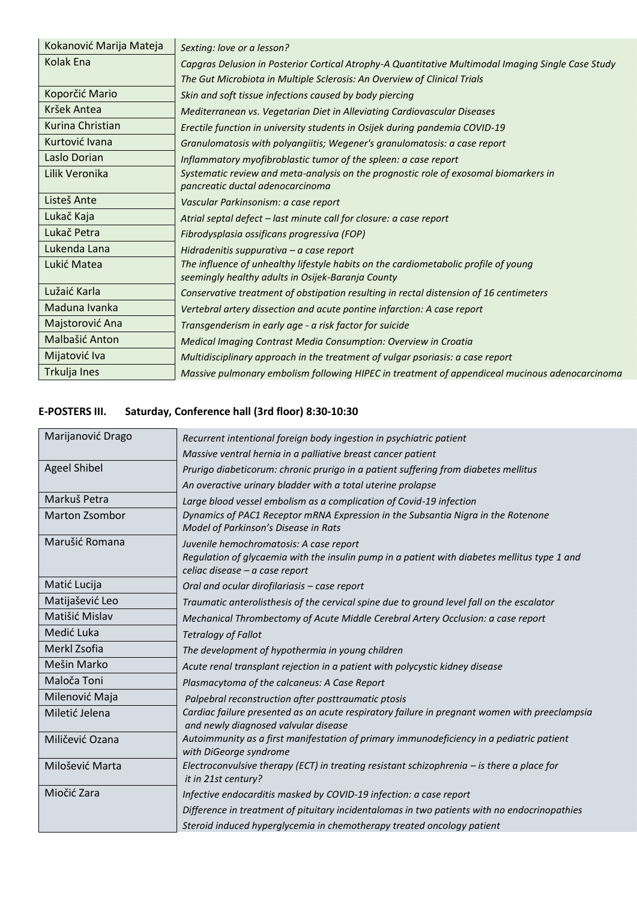| | |
|---|---|
| Kokanović Marija Mateja | *Sexting: love or a lesson?* |
| Kolak Ena | *Capgras Delusion in Posterior Cortical Atrophy-A Quantitative Multimodal Imaging Single Case Study*<br>*The Gut Microbiota in Multiple Sclerosis: An Overview of Clinical Trials* |
| Koporčić Mario | *Skin and soft tissue infections caused by body piercing* |
| Kršek Antea | *Mediterranean vs. Vegetarian Diet in Alleviating Cardiovascular Diseases* |
| Kurina Christian | *Erectile function in university students in Osijek during pandemia COVID-19* |
| Kurtović Ivana | *Granulomatosis with polyangiitis; Wegener's granulomatosis: a case report* |
| Laslo Dorian | *Inflammatory myofibroblastic tumor of the spleen: a case report* |
| Lilik Veronika | *Systematic review and meta-analysis on the prognostic role of exosomal biomarkers in pancreatic ductal adenocarcinoma* |
| Listeš Ante | *Vascular Parkinsonism: a case report* |
| Lukač Kaja | *Atrial septal defect – last minute call for closure: a case report* |
| Lukač Petra | *Fibrodysplasia ossificans progressiva (FOP)* |
| Lukenda Lana | *Hidradenitis suppurativa – a case report* |
| Lukić Matea | *The influence of unhealthy lifestyle habits on the cardiometabolic profile of young seemingly healthy adults in Osijek-Baranja County* |
| Lužaić Karla | *Conservative treatment of obstipation resulting in rectal distension of 16 centimeters* |
| Maduna Ivanka | *Vertebral artery dissection and acute pontine infarction: A case report* |
| Majstorović Ana | *Transgenderism in early age - a risk factor for suicide* |
| Malbašić Anton | *Medical Imaging Contrast Media Consumption: Overview in Croatia* |
| Mijatović Iva | *Multidisciplinary approach in the treatment of vulgar psoriasis: a case report* |
| Trkulja Ines | *Massive pulmonary embolism following HIPEC in treatment of appendiceal mucinous adenocarcinoma* |

**E-POSTERS III. Saturday, Conference hall (3rd floor) 8:30-10:30**

| | |
|---|---|
| Marijanović Drago | *Recurrent intentional foreign body ingestion in psychiatric patient*<br>*Massive ventral hernia in a palliative breast cancer patient* |
| Ageel Shibel | *Prurigo diabeticorum: chronic prurigo in a patient suffering from diabetes mellitus*<br>*An overactive urinary bladder with a total uterine prolapse* |
| Markuš Petra | *Large blood vessel embolism as a complication of Covid-19 infection* |
| Marton Zsombor | *Dynamics of PAC1 Receptor mRNA Expression in the Subsantia Nigra in the Rotenone Model of Parkinson's Disease in Rats* |
| Marušić Romana | *Juvenile hemochromatosis: A case report*<br>*Regulation of glycaemia with the insulin pump in a patient with diabetes mellitus type 1 and celiac disease – a case report* |
| Matić Lucija | *Oral and ocular dirofilariasis – case report* |
| Matijašević Leo | *Traumatic anterolisthesis of the cervical spine due to ground level fall on the escalator* |
| Matišić Mislav | *Mechanical Thrombectomy of Acute Middle Cerebral Artery Occlusion: a case report* |
| Medić Luka | *Tetralogy of Fallot* |
| Merkl Zsofia | *The development of hypothermia in young children* |
| Mešin Marko | *Acute renal transplant rejection in a patient with polycystic kidney disease* |
| Maloča Toni | *Plasmacytoma of the calcaneus: A Case Report* |
| Milenović Maja | *Palpebral reconstruction after posttraumatic ptosis* |
| Miletić Jelena | *Cardiac failure presented as an acute respiratory failure in pregnant women with preeclampsia and newly diagnosed valvular disease* |
| Miličević Ozana | *Autoimmunity as a first manifestation of primary immunodeficiency in a pediatric patient with DiGeorge syndrome* |
| Milošević Marta | *Electroconvulsive therapy (ECT) in treating resistant schizophrenia – is there a place for it in 21st century?* |
| Miočić Zara | *Infective endocarditis masked by COVID-19 infection: a case report*<br>*Difference in treatment of pituitary incidentalomas in two patients with no endocrinopathies*<br>*Steroid induced hyperglycemia in chemotherapy treated oncology patient* |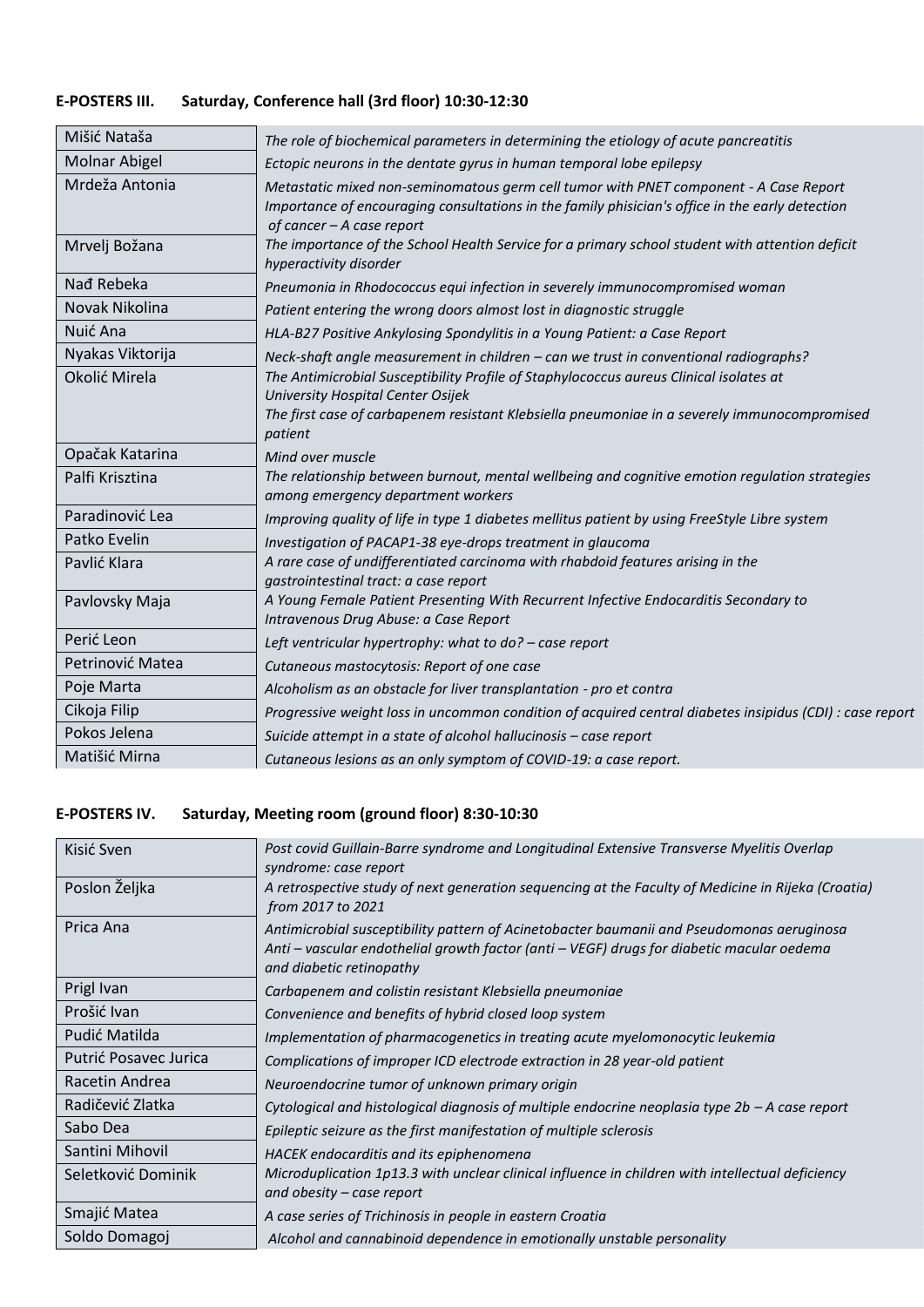**E-POSTERS III. Saturday, Conference hall (3rd floor) 10:30-12:30**

| | |
|---|---|
| Mišić Nataša | *The role of biochemical parameters in determining the etiology of acute pancreatitis* |
| Molnar Abigel | *Ectopic neurons in the dentate gyrus in human temporal lobe epilepsy* |
| Mrdeža Antonia | *Metastatic mixed non-seminomatous germ cell tumor with PNET component - A Case Report*<br>*Importance of encouraging consultations in the family phisician's office in the early detection of cancer – A case report* |
| Mrvelj Božana | *The importance of the School Health Service for a primary school student with attention deficit hyperactivity disorder* |
| Nađ Rebeka | *Pneumonia in Rhodococcus equi infection in severely immunocompromised woman* |
| Novak Nikolina | *Patient entering the wrong doors almost lost in diagnostic struggle* |
| Nuić Ana | *HLA-B27 Positive Ankylosing Spondylitis in a Young Patient: a Case Report* |
| Nyakas Viktorija | *Neck-shaft angle measurement in children – can we trust in conventional radiographs?* |
| Okolić Mirela | *The Antimicrobial Susceptibility Profile of Staphylococcus aureus Clinical isolates at University Hospital Center Osijek*<br>*The first case of carbapenem resistant Klebsiella pneumoniae in a severely immunocompromised patient* |
| Opačak Katarina | *Mind over muscle* |
| Palfi Krisztina | *The relationship between burnout, mental wellbeing and cognitive emotion regulation strategies among emergency department workers* |
| Paradinović Lea | *Improving quality of life in type 1 diabetes mellitus patient by using FreeStyle Libre system* |
| Patko Evelin | *Investigation of PACAP1-38 eye-drops treatment in glaucoma* |
| Pavlić Klara | *A rare case of undifferentiated carcinoma with rhabdoid features arising in the gastrointestinal tract: a case report* |
| Pavlovsky Maja | *A Young Female Patient Presenting With Recurrent Infective Endocarditis Secondary to Intravenous Drug Abuse: a Case Report* |
| Perić Leon | *Left ventricular hypertrophy: what to do? – case report* |
| Petrinović Matea | *Cutaneous mastocytosis: Report of one case* |
| Poje Marta | *Alcoholism as an obstacle for liver transplantation - pro et contra* |
| Cikoja Filip | *Progressive weight loss in uncommon condition of acquired central diabetes insipidus (CDI) : case report* |
| Pokos Jelena | *Suicide attempt in a state of alcohol hallucinosis – case report* |
| Matišić Mirna | *Cutaneous lesions as an only symptom of COVID-19: a case report.* |

**E-POSTERS IV. Saturday, Meeting room (ground floor) 8:30-10:30**

| | |
|---|---|
| Kisić Sven | *Post covid Guillain-Barre syndrome and Longitudinal Extensive Transverse Myelitis Overlap syndrome: case report* |
| Poslon Željka | *A retrospective study of next generation sequencing at the Faculty of Medicine in Rijeka (Croatia) from 2017 to 2021* |
| Prica Ana | *Antimicrobial susceptibility pattern of Acinetobacter baumanii and Pseudomonas aeruginosa*<br>*Anti – vascular endothelial growth factor (anti – VEGF) drugs for diabetic macular oedema and diabetic retinopathy* |
| Prigl Ivan | *Carbapenem and colistin resistant Klebsiella pneumoniae* |
| Prošić Ivan | *Convenience and benefits of hybrid closed loop system* |
| Pudić Matilda | *Implementation of pharmacogenetics in treating acute myelomonocytic leukemia* |
| Putrić Posavec Jurica | *Complications of improper ICD electrode extraction in 28 year-old patient* |
| Racetin Andrea | *Neuroendocrine tumor of unknown primary origin* |
| Radičević Zlatka | *Cytological and histological diagnosis of multiple endocrine neoplasia type 2b – A case report* |
| Sabo Dea | *Epileptic seizure as the first manifestation of multiple sclerosis* |
| Santini Mihovil | *HACEK endocarditis and its epiphenomena* |
| Seletković Dominik | *Microduplication 1p13.3 with unclear clinical influence in children with intellectual deficiency and obesity – case report* |
| Smajić Matea | *A case series of Trichinosis in people in eastern Croatia* |
| Soldo Domagoj | *Alcohol and cannabinoid dependence in emotionally unstable personality* |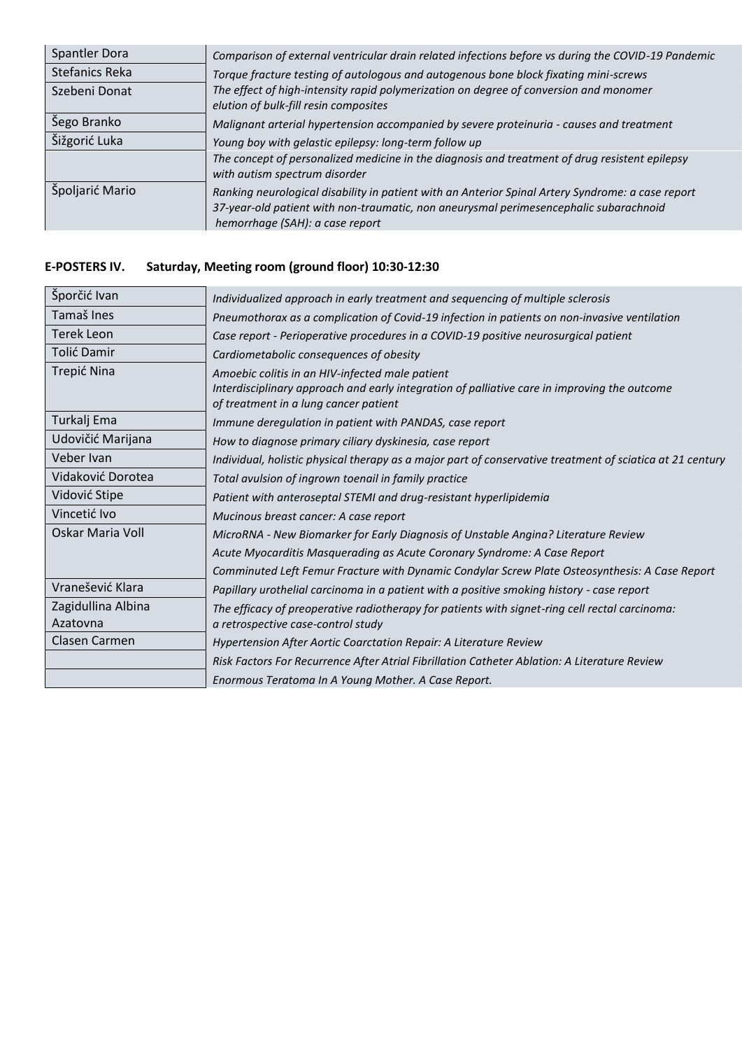| | |
|---|---|
| Spantler Dora | *Comparison of external ventricular drain related infections before vs during the COVID-19 Pandemic* |
| Stefanics Reka | *Torque fracture testing of autologous and autogenous bone block fixating mini-screws* |
| Szebeni Donat | *The effect of high-intensity rapid polymerization on degree of conversion and monomer elution of bulk-fill resin composites* |
| Šego Branko | *Malignant arterial hypertension accompanied by severe proteinuria - causes and treatment* |
| Šižgorić Luka | *Young boy with gelastic epilepsy: long-term follow up* |
| | *The concept of personalized medicine in the diagnosis and treatment of drug resistent epilepsy with autism spectrum disorder* |
| Špoljarić Mario | *Ranking neurological disability in patient with an Anterior Spinal Artery Syndrome: a case report*<br>*37-year-old patient with non-traumatic, non aneurysmal perimesencephalic subarachnoid hemorrhage (SAH): a case report* |

## E-POSTERS IV. Saturday, Meeting room (ground floor) 10:30-12:30

| | |
|---|---|
| Šporčić Ivan | *Individualized approach in early treatment and sequencing of multiple sclerosis* |
| Tamaš Ines | *Pneumothorax as a complication of Covid-19 infection in patients on non-invasive ventilation* |
| Terek Leon | *Case report - Perioperative procedures in a COVID-19 positive neurosurgical patient* |
| Tolić Damir | *Cardiometabolic consequences of obesity* |
| Trepić Nina | *Amoebic colitis in an HIV-infected male patient*<br>*Interdisciplinary approach and early integration of palliative care in improving the outcome of treatment in a lung cancer patient* |
| Turkalj Ema | *Immune deregulation in patient with PANDAS, case report* |
| Udovičić Marijana | *How to diagnose primary ciliary dyskinesia, case report* |
| Veber Ivan | *Individual, holistic physical therapy as a major part of conservative treatment of sciatica at 21 century* |
| Vidaković Dorotea | *Total avulsion of ingrown toenail in family practice* |
| Vidović Stipe | *Patient with anteroseptal STEMI and drug-resistant hyperlipidemia* |
| Vincetić Ivo | *Mucinous breast cancer: A case report* |
| Oskar Maria Voll | *MicroRNA - New Biomarker for Early Diagnosis of Unstable Angina? Literature Review*<br>*Acute Myocarditis Masquerading as Acute Coronary Syndrome: A Case Report*<br>*Comminuted Left Femur Fracture with Dynamic Condylar Screw Plate Osteosynthesis: A Case Report* |
| Vranešević Klara | *Papillary urothelial carcinoma in a patient with a positive smoking history - case report* |
| Zagidullina Albina Azatovna | *The efficacy of preoperative radiotherapy for patients with signet-ring cell rectal carcinoma: a retrospective case-control study* |
| Clasen Carmen | *Hypertension After Aortic Coarctation Repair: A Literature Review* |
| | *Risk Factors For Recurrence After Atrial Fibrillation Catheter Ablation: A Literature Review* |
| | *Enormous Teratoma In A Young Mother. A Case Report.* |